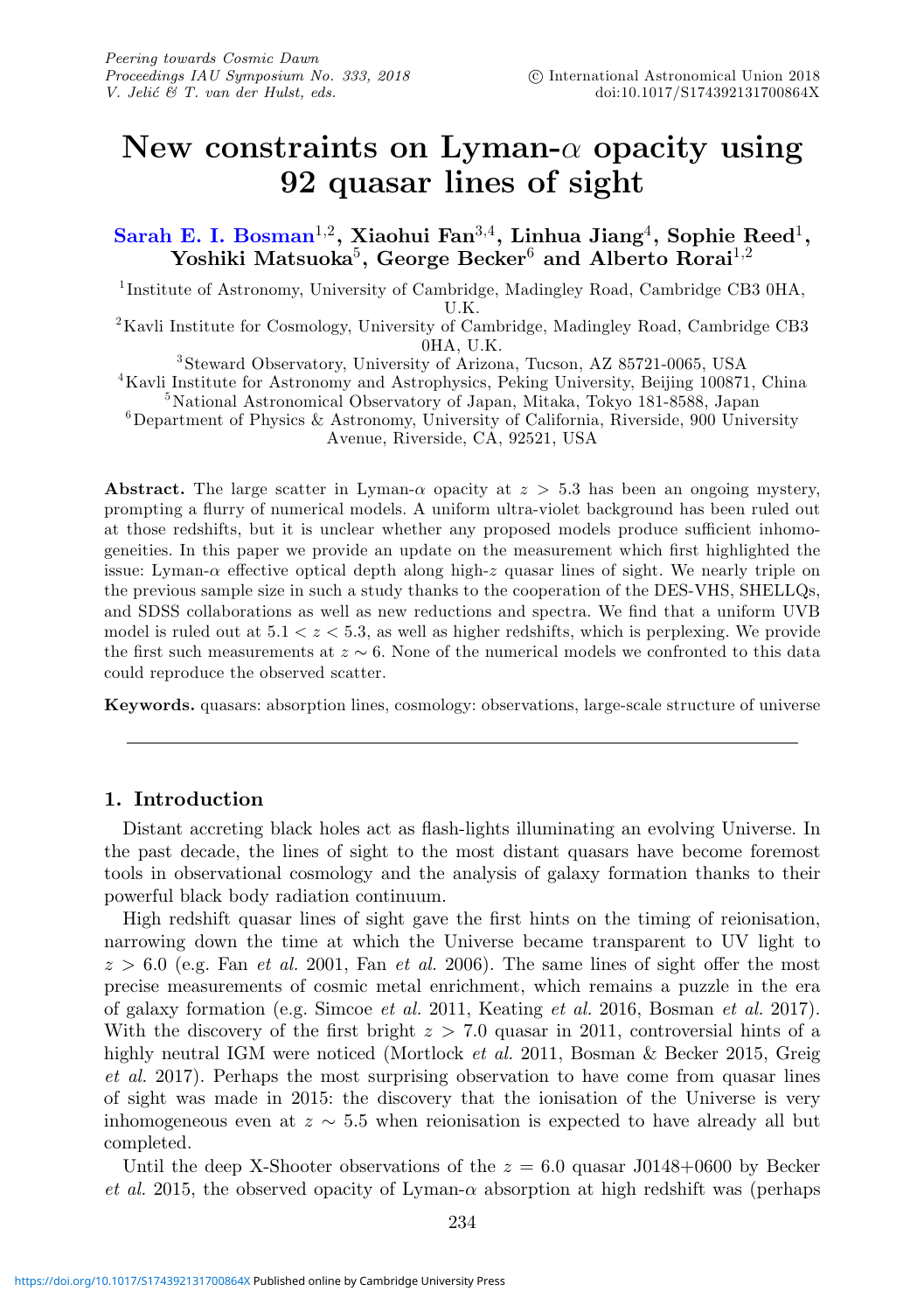# New constraints on Lyman-$\alpha$ opacity using 92 quasar lines of sight

**Sarah E. I. Bosman[1,2], Xiaohui Fan[3,4], Linhua Jiang[4], Sophie Reed[1], Yoshiki Matsuoka[5], George Becker[6] and Alberto Rorai[1,2]**

[1]Institute of Astronomy, University of Cambridge, Madingley Road, Cambridge CB3 0HA, U.K.

[2]Kavli Institute for Cosmology, University of Cambridge, Madingley Road, Cambridge CB3 0HA, U.K.

[3]Steward Observatory, University of Arizona, Tucson, AZ 85721-0065, USA

[4]Kavli Institute for Astronomy and Astrophysics, Peking University, Beijing 100871, China

[5]National Astronomical Observatory of Japan, Mitaka, Tokyo 181-8588, Japan

[6]Department of Physics & Astronomy, University of California, Riverside, 900 University Avenue, Riverside, CA, 92521, USA

**Abstract.** The large scatter in Lyman-$\alpha$ opacity at $z > 5.3$ has been an ongoing mystery, prompting a flurry of numerical models. A uniform ultra-violet background has been ruled out at those redshifts, but it is unclear whether any proposed models produce sufficient inhomogeneities. In this paper we provide an update on the measurement which first highlighted the issue: Lyman-$\alpha$ effective optical depth along high-$z$ quasar lines of sight. We nearly triple on the previous sample size in such a study thanks to the cooperation of the DES-VHS, SHELLQs, and SDSS collaborations as well as new reductions and spectra. We find that a uniform UVB model is ruled out at $5.1 < z < 5.3$, as well as higher redshifts, which is perplexing. We provide the first such measurements at $z \sim 6$. None of the numerical models we confronted to this data could reproduce the observed scatter.

**Keywords.** quasars: absorption lines, cosmology: observations, large-scale structure of universe

## 1. Introduction

Distant accreting black holes act as flash-lights illuminating an evolving Universe. In the past decade, the lines of sight to the most distant quasars have become foremost tools in observational cosmology and the analysis of galaxy formation thanks to their powerful black body radiation continuum.

High redshift quasar lines of sight gave the first hints on the timing of reionisation, narrowing down the time at which the Universe became transparent to UV light to $z > 6.0$ (e.g. Fan *et al.* 2001, Fan *et al.* 2006). The same lines of sight offer the most precise measurements of cosmic metal enrichment, which remains a puzzle in the era of galaxy formation (e.g. Simcoe *et al.* 2011, Keating *et al.* 2016, Bosman *et al.* 2017). With the discovery of the first bright $z > 7.0$ quasar in 2011, controversial hints of a highly neutral IGM were noticed (Mortlock *et al.* 2011, Bosman & Becker 2015, Greig *et al.* 2017). Perhaps the most surprising observation to have come from quasar lines of sight was made in 2015: the discovery that the ionisation of the Universe is very inhomogeneous even at $z \sim 5.5$ when reionisation is expected to have already all but completed.

Until the deep X-Shooter observations of the $z = 6.0$ quasar J0148+0600 by Becker *et al.* 2015, the observed opacity of Lyman-$\alpha$ absorption at high redshift was (perhaps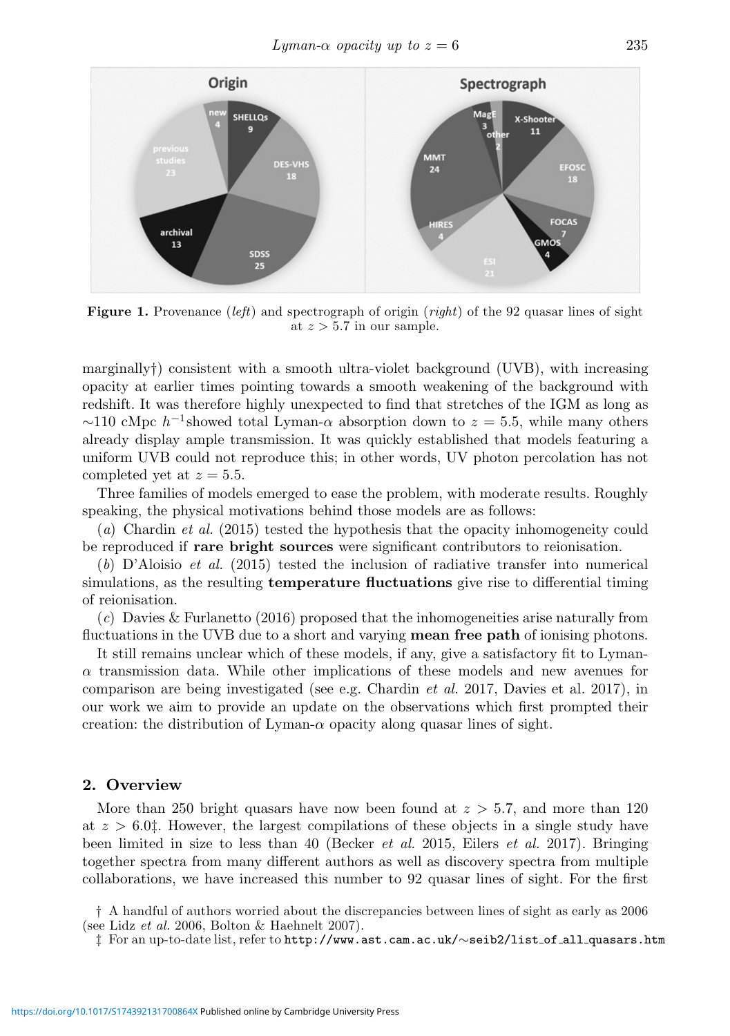Figure 1. Provenance (*left*) and spectrograph of origin (*right*) of the 92 quasar lines of sight at $z > 5.7$ in our sample.

marginally†) consistent with a smooth ultra-violet background (UVB), with increasing opacity at earlier times pointing towards a smooth weakening of the background with redshift. It was therefore highly unexpected to find that stretches of the IGM as long as $\sim$110 cMpc $h^{-1}$showed total Lyman-$\alpha$ absorption down to $z = 5.5$, while many others already display ample transmission. It was quickly established that models featuring a uniform UVB could not reproduce this; in other words, UV photon percolation has not completed yet at $z = 5.5$.

Three families of models emerged to ease the problem, with moderate results. Roughly speaking, the physical motivations behind those models are as follows:

(*a*) Chardin *et al.* (2015) tested the hypothesis that the opacity inhomogeneity could be reproduced if **rare bright sources** were significant contributors to reionisation.

(*b*) D'Aloisio *et al.* (2015) tested the inclusion of radiative transfer into numerical simulations, as the resulting **temperature fluctuations** give rise to differential timing of reionisation.

(*c*) Davies & Furlanetto (2016) proposed that the inhomogeneities arise naturally from fluctuations in the UVB due to a short and varying **mean free path** of ionising photons.

It still remains unclear which of these models, if any, give a satisfactory fit to Lyman-$\alpha$ transmission data. While other implications of these models and new avenues for comparison are being investigated (see e.g. Chardin *et al.* 2017, Davies et al. 2017), in our work we aim to provide an update on the observations which first prompted their creation: the distribution of Lyman-$\alpha$ opacity along quasar lines of sight.

## 2. Overview

More than 250 bright quasars have now been found at $z > 5.7$, and more than 120 at $z > 6.0$‡. However, the largest compilations of these objects in a single study have been limited in size to less than 40 (Becker *et al.* 2015, Eilers *et al.* 2017). Bringing together spectra from many different authors as well as discovery spectra from multiple collaborations, we have increased this number to 92 quasar lines of sight. For the first

† A handful of authors worried about the discrepancies between lines of sight as early as 2006 (see Lidz *et al.* 2006, Bolton & Haehnelt 2007).

‡ For an up-to-date list, refer to `http://www.ast.cam.ac.uk/~seib2/list_of_all_quasars.htm`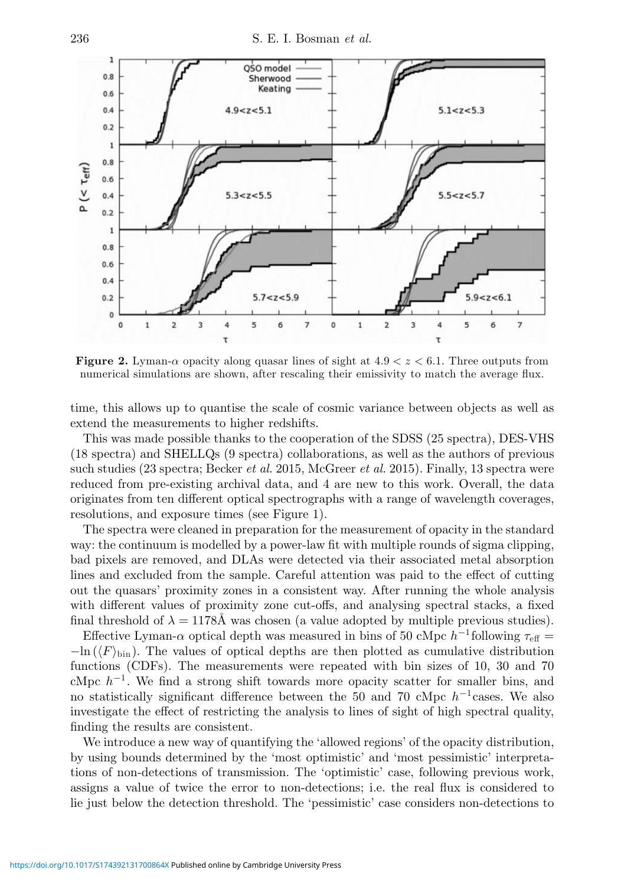**Figure 2.** Lyman-α opacity along quasar lines of sight at $4.9 < z < 6.1$. Three outputs from numerical simulations are shown, after rescaling their emissivity to match the average flux.

time, this allows up to quantise the scale of cosmic variance between objects as well as extend the measurements to higher redshifts.

This was made possible thanks to the cooperation of the SDSS (25 spectra), DES-VHS (18 spectra) and SHELLQs (9 spectra) collaborations, as well as the authors of previous such studies (23 spectra; Becker *et al.* 2015, McGreer *et al.* 2015). Finally, 13 spectra were reduced from pre-existing archival data, and 4 are new to this work. Overall, the data originates from ten different optical spectrographs with a range of wavelength coverages, resolutions, and exposure times (see Figure 1).

The spectra were cleaned in preparation for the measurement of opacity in the standard way: the continuum is modelled by a power-law fit with multiple rounds of sigma clipping, bad pixels are removed, and DLAs were detected via their associated metal absorption lines and excluded from the sample. Careful attention was paid to the effect of cutting out the quasars' proximity zones in a consistent way. After running the whole analysis with different values of proximity zone cut-offs, and analysing spectral stacks, a fixed final threshold of $\lambda = 1178$Å was chosen (a value adopted by multiple previous studies).

Effective Lyman-α optical depth was measured in bins of 50 cMpc $h^{-1}$following $\tau_{\rm eff} = -\ln(\langle F \rangle_{\rm bin})$. The values of optical depths are then plotted as cumulative distribution functions (CDFs). The measurements were repeated with bin sizes of 10, 30 and 70 cMpc $h^{-1}$. We find a strong shift towards more opacity scatter for smaller bins, and no statistically significant difference between the 50 and 70 cMpc $h^{-1}$cases. We also investigate the effect of restricting the analysis to lines of sight of high spectral quality, finding the results are consistent.

We introduce a new way of quantifying the 'allowed regions' of the opacity distribution, by using bounds determined by the 'most optimistic' and 'most pessimistic' interpretations of non-detections of transmission. The 'optimistic' case, following previous work, assigns a value of twice the error to non-detections; i.e. the real flux is considered to lie just below the detection threshold. The 'pessimistic' case considers non-detections to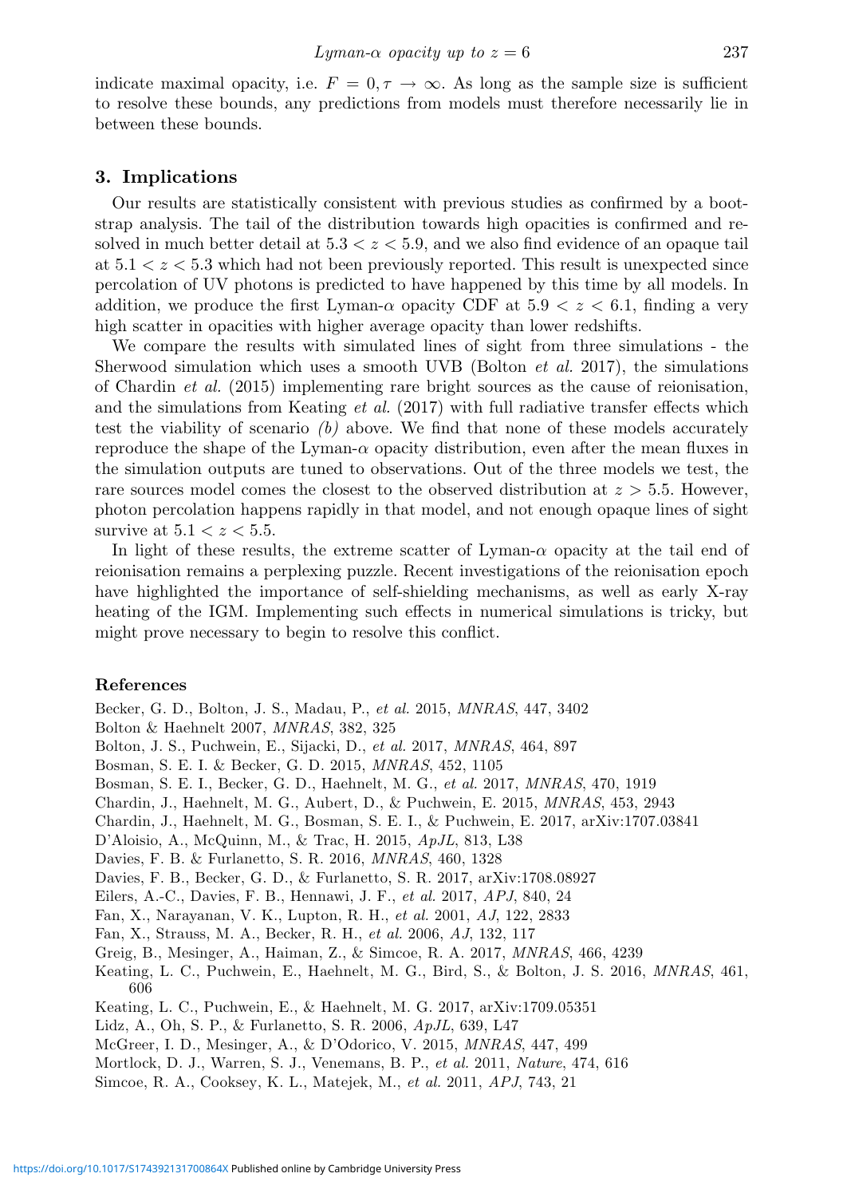indicate maximal opacity, i.e. $F = 0, \tau \rightarrow \infty$. As long as the sample size is sufficient to resolve these bounds, any predictions from models must therefore necessarily lie in between these bounds.

## 3. Implications

Our results are statistically consistent with previous studies as confirmed by a bootstrap analysis. The tail of the distribution towards high opacities is confirmed and resolved in much better detail at $5.3 < z < 5.9$, and we also find evidence of an opaque tail at $5.1 < z < 5.3$ which had not been previously reported. This result is unexpected since percolation of UV photons is predicted to have happened by this time by all models. In addition, we produce the first Lyman-$\alpha$ opacity CDF at $5.9 < z < 6.1$, finding a very high scatter in opacities with higher average opacity than lower redshifts.

We compare the results with simulated lines of sight from three simulations - the Sherwood simulation which uses a smooth UVB (Bolton *et al.* 2017), the simulations of Chardin *et al.* (2015) implementing rare bright sources as the cause of reionisation, and the simulations from Keating *et al.* (2017) with full radiative transfer effects which test the viability of scenario *(b)* above. We find that none of these models accurately reproduce the shape of the Lyman-$\alpha$ opacity distribution, even after the mean fluxes in the simulation outputs are tuned to observations. Out of the three models we test, the rare sources model comes the closest to the observed distribution at $z > 5.5$. However, photon percolation happens rapidly in that model, and not enough opaque lines of sight survive at $5.1 < z < 5.5$.

In light of these results, the extreme scatter of Lyman-$\alpha$ opacity at the tail end of reionisation remains a perplexing puzzle. Recent investigations of the reionisation epoch have highlighted the importance of self-shielding mechanisms, as well as early X-ray heating of the IGM. Implementing such effects in numerical simulations is tricky, but might prove necessary to begin to resolve this conflict.

### References

Becker, G. D., Bolton, J. S., Madau, P., *et al.* 2015, *MNRAS*, 447, 3402

Bolton & Haehnelt 2007, *MNRAS*, 382, 325

Bolton, J. S., Puchwein, E., Sijacki, D., *et al.* 2017, *MNRAS*, 464, 897

Bosman, S. E. I. & Becker, G. D. 2015, *MNRAS*, 452, 1105

Bosman, S. E. I., Becker, G. D., Haehnelt, M. G., *et al.* 2017, *MNRAS*, 470, 1919

Chardin, J., Haehnelt, M. G., Aubert, D., & Puchwein, E. 2015, *MNRAS*, 453, 2943

Chardin, J., Haehnelt, M. G., Bosman, S. E. I., & Puchwein, E. 2017, arXiv:1707.03841

D'Aloisio, A., McQuinn, M., & Trac, H. 2015, *ApJL*, 813, L38

Davies, F. B. & Furlanetto, S. R. 2016, *MNRAS*, 460, 1328

Davies, F. B., Becker, G. D., & Furlanetto, S. R. 2017, arXiv:1708.08927

Eilers, A.-C., Davies, F. B., Hennawi, J. F., *et al.* 2017, *APJ*, 840, 24

Fan, X., Narayanan, V. K., Lupton, R. H., *et al.* 2001, *AJ*, 122, 2833

Fan, X., Strauss, M. A., Becker, R. H., *et al.* 2006, *AJ*, 132, 117

Greig, B., Mesinger, A., Haiman, Z., & Simcoe, R. A. 2017, *MNRAS*, 466, 4239

Keating, L. C., Puchwein, E., Haehnelt, M. G., Bird, S., & Bolton, J. S. 2016, *MNRAS*, 461, 606

Keating, L. C., Puchwein, E., & Haehnelt, M. G. 2017, arXiv:1709.05351

Lidz, A., Oh, S. P., & Furlanetto, S. R. 2006, *ApJL*, 639, L47

McGreer, I. D., Mesinger, A., & D'Odorico, V. 2015, *MNRAS*, 447, 499

Mortlock, D. J., Warren, S. J., Venemans, B. P., *et al.* 2011, *Nature*, 474, 616

Simcoe, R. A., Cooksey, K. L., Matejek, M., *et al.* 2011, *APJ*, 743, 21